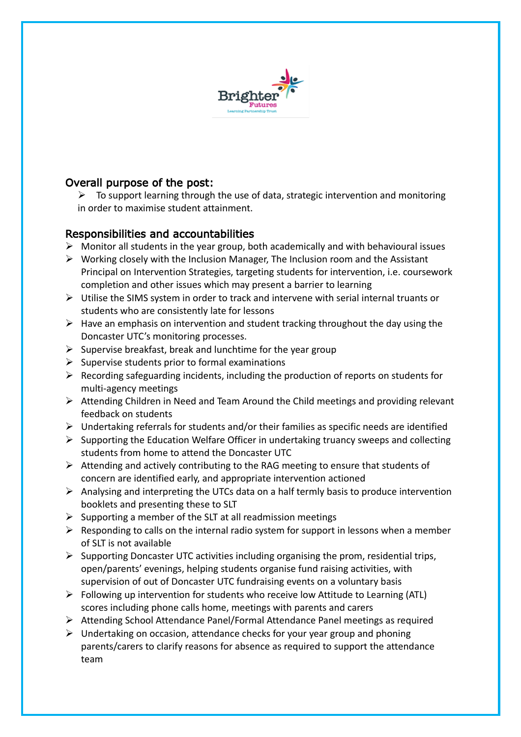## Overall purpose of the post:

- To support learning through the use of data, strategic intervention and monitoring in order to maximise student attainment.

## Responsibilities and accountabilities

- Monitor all students in the year group, both academically and with behavioural issues
- Working closely with the Inclusion Manager, The Inclusion room and the Assistant Principal on Intervention Strategies, targeting students for intervention, i.e. coursework completion and other issues which may present a barrier to learning
- Utilise the SIMS system in order to track and intervene with serial internal truants or students who are consistently late for lessons
- Have an emphasis on intervention and student tracking throughout the day using the Doncaster UTC's monitoring processes.
- Supervise breakfast, break and lunchtime for the year group
- Supervise students prior to formal examinations
- Recording safeguarding incidents, including the production of reports on students for multi-agency meetings
- Attending Children in Need and Team Around the Child meetings and providing relevant feedback on students
- Undertaking referrals for students and/or their families as specific needs are identified
- Supporting the Education Welfare Officer in undertaking truancy sweeps and collecting students from home to attend the Doncaster UTC
- Attending and actively contributing to the RAG meeting to ensure that students of concern are identified early, and appropriate intervention actioned
- Analysing and interpreting the UTCs data on a half termly basis to produce intervention booklets and presenting these to SLT
- Supporting a member of the SLT at all readmission meetings
- Responding to calls on the internal radio system for support in lessons when a member of SLT is not available
- Supporting Doncaster UTC activities including organising the prom, residential trips, open/parents' evenings, helping students organise fund raising activities, with supervision of out of Doncaster UTC fundraising events on a voluntary basis
- Following up intervention for students who receive low Attitude to Learning (ATL) scores including phone calls home, meetings with parents and carers
- Attending School Attendance Panel/Formal Attendance Panel meetings as required
- Undertaking on occasion, attendance checks for your year group and phoning parents/carers to clarify reasons for absence as required to support the attendance team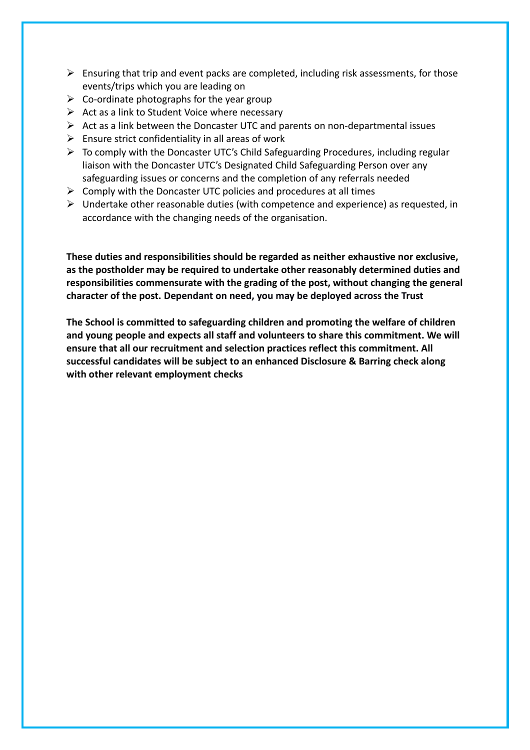- Ensuring that trip and event packs are completed, including risk assessments, for those events/trips which you are leading on
- Co-ordinate photographs for the year group
- Act as a link to Student Voice where necessary
- Act as a link between the Doncaster UTC and parents on non-departmental issues
- Ensure strict confidentiality in all areas of work
- To comply with the Doncaster UTC's Child Safeguarding Procedures, including regular liaison with the Doncaster UTC's Designated Child Safeguarding Person over any safeguarding issues or concerns and the completion of any referrals needed
- Comply with the Doncaster UTC policies and procedures at all times
- Undertake other reasonable duties (with competence and experience) as requested, in accordance with the changing needs of the organisation.

**These duties and responsibilities should be regarded as neither exhaustive nor exclusive, as the postholder may be required to undertake other reasonably determined duties and responsibilities commensurate with the grading of the post, without changing the general character of the post. Dependant on need, you may be deployed across the Trust**

**The School is committed to safeguarding children and promoting the welfare of children and young people and expects all staff and volunteers to share this commitment. We will ensure that all our recruitment and selection practices reflect this commitment. All successful candidates will be subject to an enhanced Disclosure & Barring check along with other relevant employment checks**